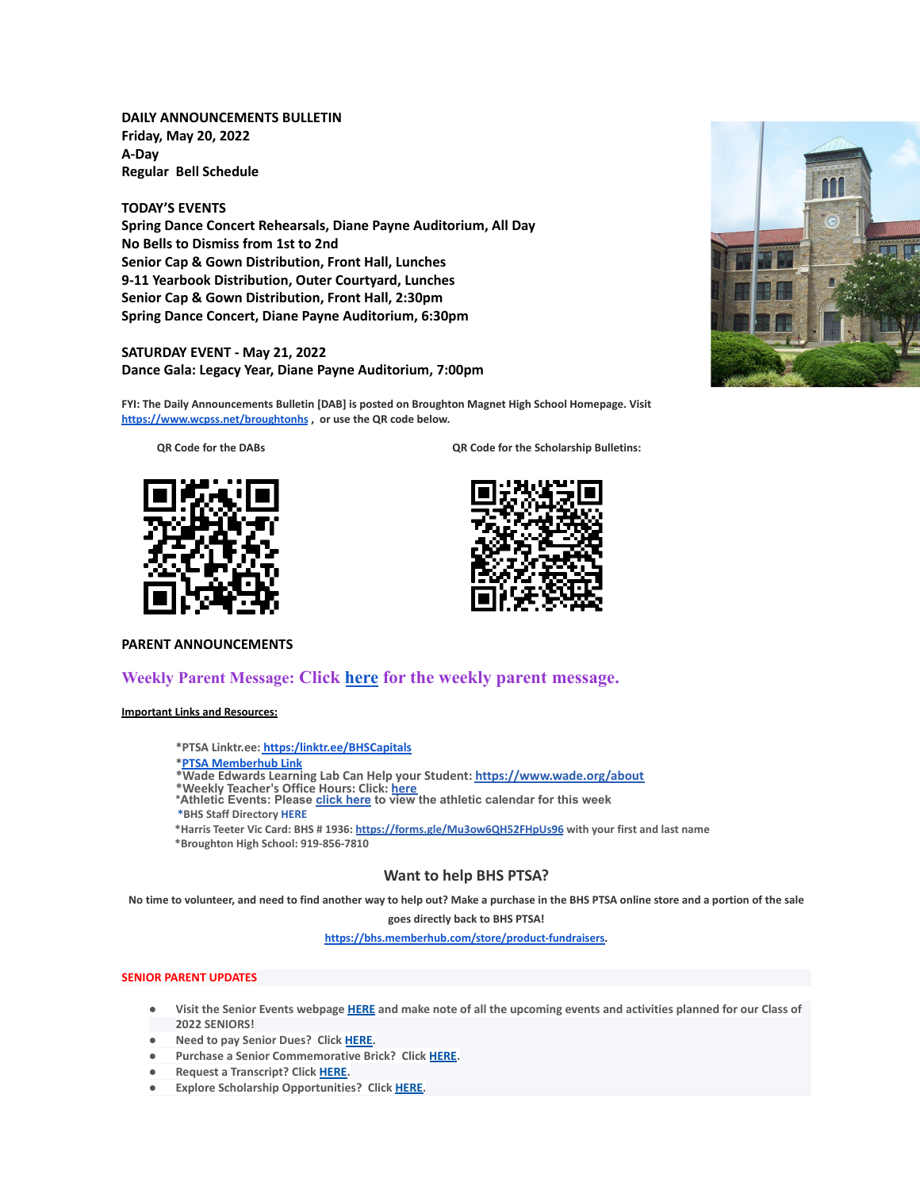**DAILY ANNOUNCEMENTS BULLETIN**
**Friday, May 20, 2022**
**A-Day**
**Regular Bell Schedule**

**TODAY'S EVENTS**
**Spring Dance Concert Rehearsals, Diane Payne Auditorium, All Day**
**No Bells to Dismiss from 1st to 2nd**
**Senior Cap & Gown Distribution, Front Hall, Lunches**
**9-11 Yearbook Distribution, Outer Courtyard, Lunches**
**Senior Cap & Gown Distribution, Front Hall, 2:30pm**
**Spring Dance Concert, Diane Payne Auditorium, 6:30pm**

**SATURDAY EVENT - May 21, 2022**
**Dance Gala: Legacy Year, Diane Payne Auditorium, 7:00pm**

FYI: The Daily Announcements Bulletin [DAB] is posted on Broughton Magnet High School Homepage. Visit https://www.wcpss.net/broughtonhs , or use the QR code below.

QR Code for the DABs

QR Code for the Scholarship Bulletins:

## PARENT ANNOUNCEMENTS

### Weekly Parent Message: Click here for the weekly parent message.

**Important Links and Resources:**

*PTSA Linktr.ee: https:/linktr.ee/BHSCapitals
*PTSA Memberhub Link
*Wade Edwards Learning Lab Can Help your Student: https://www.wade.org/about
*Weekly Teacher's Office Hours: Click: here
*Athletic Events: Please click here to view the athletic calendar for this week
*BHS Staff Directory HERE
*Harris Teeter Vic Card: BHS # 1936: https://forms.gle/Mu3ow6QH52FHpUs96 with your first and last name
*Broughton High School: 919-856-7810

### Want to help BHS PTSA?

No time to volunteer, and need to find another way to help out? Make a purchase in the BHS PTSA online store and a portion of the sale goes directly back to BHS PTSA!

https://bhs.memberhub.com/store/product-fundraisers.

**SENIOR PARENT UPDATES**

- Visit the Senior Events webpage HERE and make note of all the upcoming events and activities planned for our Class of 2022 SENIORS!
- Need to pay Senior Dues? Click HERE.
- Purchase a Senior Commemorative Brick? Click HERE.
- Request a Transcript? Click HERE.
- Explore Scholarship Opportunities? Click HERE.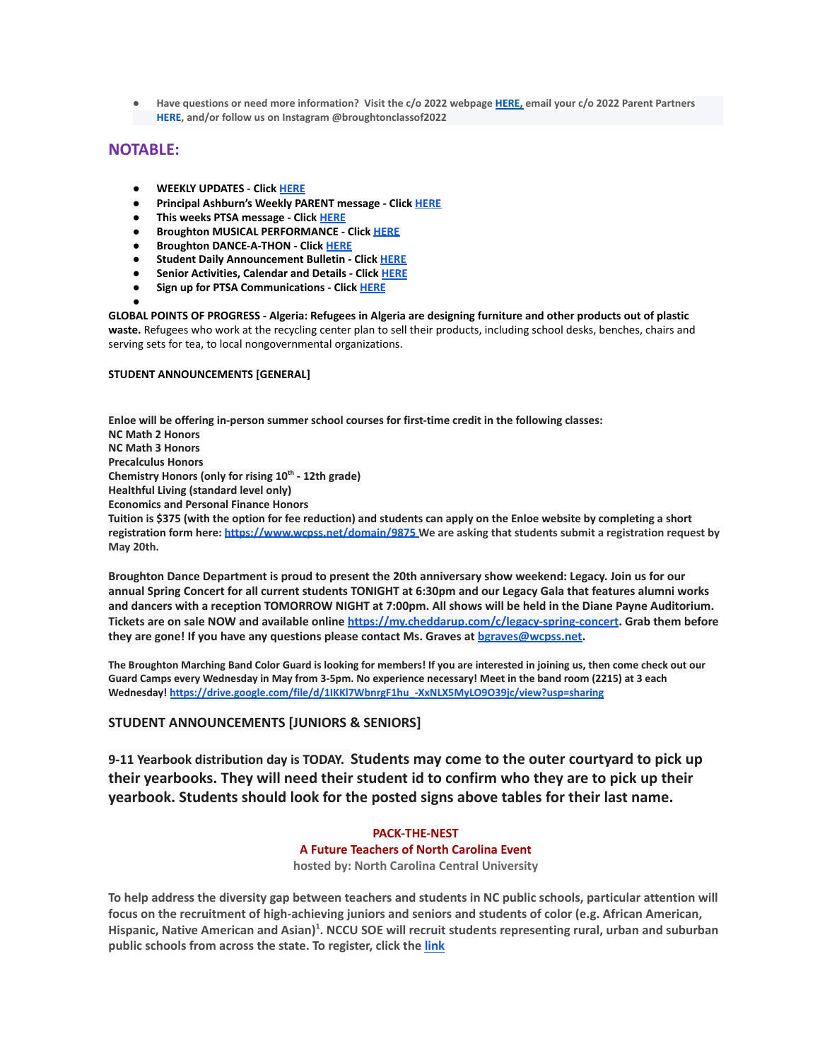- **Have questions or need more information? Visit the c/o 2022 webpage HERE, email your c/o 2022 Parent Partners HERE, and/or follow us on Instagram @broughtonclassof2022**

## NOTABLE:

- **WEEKLY UPDATES - Click HERE**
- **Principal Ashburn's Weekly PARENT message - Click HERE**
- **This weeks PTSA message - Click HERE**
- **Broughton MUSICAL PERFORMANCE - Click HERE**
- **Broughton DANCE-A-THON - Click HERE**
- **Student Daily Announcement Bulletin - Click HERE**
- **Senior Activities, Calendar and Details - Click HERE**
- **Sign up for PTSA Communications - Click HERE**

**GLOBAL POINTS OF PROGRESS - Algeria: Refugees in Algeria are designing furniture and other products out of plastic waste.** Refugees who work at the recycling center plan to sell their products, including school desks, benches, chairs and serving sets for tea, to local nongovernmental organizations.

**STUDENT ANNOUNCEMENTS [GENERAL]**

**Enloe will be offering in-person summer school courses for first-time credit in the following classes:**
**NC Math 2 Honors**
**NC Math 3 Honors**
**Precalculus Honors**
**Chemistry Honors (only for rising 10th - 12th grade)**
**Healthful Living (standard level only)**
**Economics and Personal Finance Honors**
**Tuition is $375 (with the option for fee reduction) and students can apply on the Enloe website by completing a short registration form here: https://www.wcpss.net/domain/9875 We are asking that students submit a registration request by May 20th.**

**Broughton Dance Department is proud to present the 20th anniversary show weekend: Legacy. Join us for our annual Spring Concert for all current students TONIGHT at 6:30pm and our Legacy Gala that features alumni works and dancers with a reception TOMORROW NIGHT at 7:00pm. All shows will be held in the Diane Payne Auditorium. Tickets are on sale NOW and available online https://my.cheddarup.com/c/legacy-spring-concert. Grab them before they are gone! If you have any questions please contact Ms. Graves at bgraves@wcpss.net.**

**The Broughton Marching Band Color Guard is looking for members! If you are interested in joining us, then come check out our Guard Camps every Wednesday in May from 3-5pm. No experience necessary! Meet in the band room (2215) at 3 each Wednesday! https://drive.google.com/file/d/1IKKl7WbnrgF1hu_-XxNLX5MyLO9O39jc/view?usp=sharing**

### STUDENT ANNOUNCEMENTS [JUNIORS & SENIORS]

**9-11 Yearbook distribution day is TODAY. Students may come to the outer courtyard to pick up their yearbooks. They will need their student id to confirm who they are to pick up their yearbook. Students should look for the posted signs above tables for their last name.**

**PACK-THE-NEST**
**A Future Teachers of North Carolina Event**
**hosted by: North Carolina Central University**

**To help address the diversity gap between teachers and students in NC public schools, particular attention will focus on the recruitment of high-achieving juniors and seniors and students of color (e.g. African American, Hispanic, Native American and Asian)[1]. NCCU SOE will recruit students representing rural, urban and suburban public schools from across the state. To register, click the link**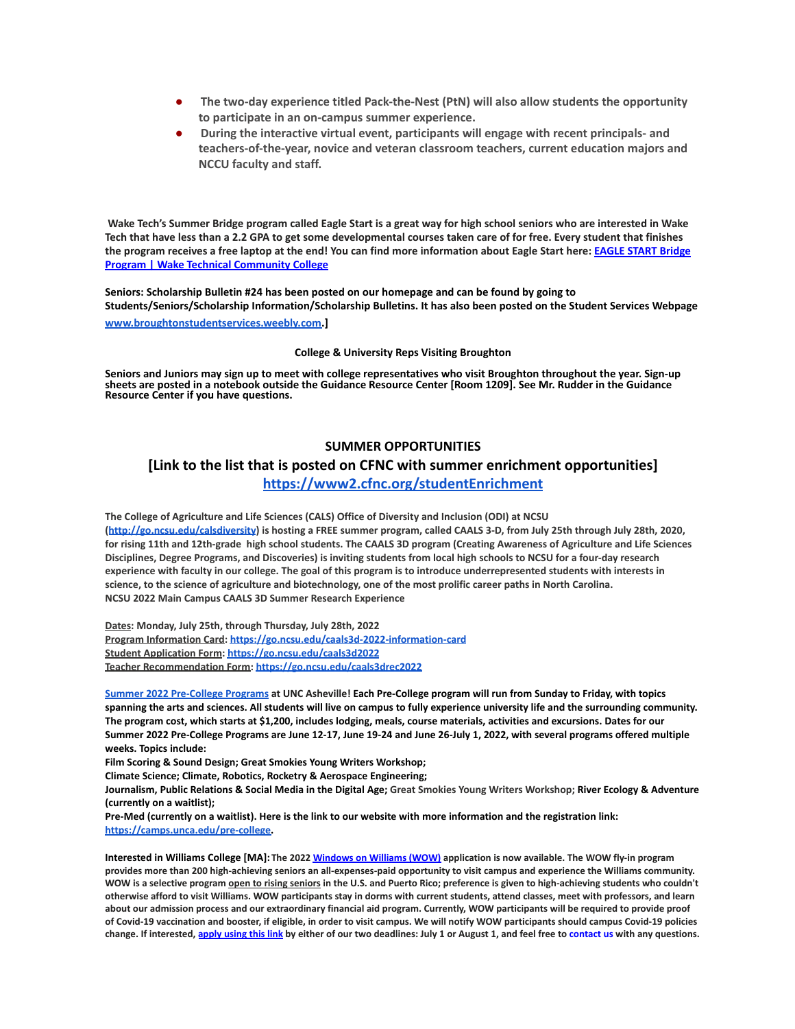- **The two-day experience titled Pack-the-Nest (PtN) will also allow students the opportunity to participate in an on-campus summer experience.**
- **During the interactive virtual event, participants will engage with recent principals- and teachers-of-the-year, novice and veteran classroom teachers, current education majors and NCCU faculty and staff.**

**Wake Tech's Summer Bridge program called Eagle Start is a great way for high school seniors who are interested in Wake Tech that have less than a 2.2 GPA to get some developmental courses taken care of for free. Every student that finishes the program receives a free laptop at the end! You can find more information about Eagle Start here: [EAGLE START Bridge Program | Wake Technical Community College](#)**

**Seniors: Scholarship Bulletin #24 has been posted on our homepage and can be found by going to Students/Seniors/Scholarship Information/Scholarship Bulletins. It has also been posted on the Student Services Webpage [www.broughtonstudentservices.weebly.com](http://www.broughtonstudentservices.weebly.com).]**

**College & University Reps Visiting Broughton**

**Seniors and Juniors may sign up to meet with college representatives who visit Broughton throughout the year. Sign-up sheets are posted in a notebook outside the Guidance Resource Center [Room 1209]. See Mr. Rudder in the Guidance Resource Center if you have questions.**

## SUMMER OPPORTUNITIES

### [Link to the list that is posted on CFNC with summer enrichment opportunities]

### [https://www2.cfnc.org/studentEnrichment](https://www2.cfnc.org/studentEnrichment)

**The College of Agriculture and Life Sciences (CALS) Office of Diversity and Inclusion (ODI) at NCSU ([http://go.ncsu.edu/calsdiversity](http://go.ncsu.edu/calsdiversity)) is hosting a FREE summer program, called CAALS 3-D, from July 25th through July 28th, 2020, for rising 11th and 12th-grade high school students. The CAALS 3D program (Creating Awareness of Agriculture and Life Sciences Disciplines, Degree Programs, and Discoveries) is inviting students from local high schools to NCSU for a four-day research experience with faculty in our college. The goal of this program is to introduce underrepresented students with interests in science, to the science of agriculture and biotechnology, one of the most prolific career paths in North Carolina. NCSU 2022 Main Campus CAALS 3D Summer Research Experience**

**Dates: Monday, July 25th, through Thursday, July 28th, 2022**
**Program Information Card: [https://go.ncsu.edu/caals3d-2022-information-card](https://go.ncsu.edu/caals3d-2022-information-card)**
**Student Application Form: [https://go.ncsu.edu/caals3d2022](https://go.ncsu.edu/caals3d2022)**
**Teacher Recommendation Form: [https://go.ncsu.edu/caals3drec2022](https://go.ncsu.edu/caals3drec2022)**

[Summer 2022 Pre-College Programs](#) **at UNC Asheville! Each Pre-College program will run from Sunday to Friday, with topics spanning the arts and sciences. All students will live on campus to fully experience university life and the surrounding community. The program cost, which starts at $1,200, includes lodging, meals, course materials, activities and excursions. Dates for our Summer 2022 Pre-College Programs are June 12-17, June 19-24 and June 26-July 1, 2022, with several programs offered multiple weeks. Topics include:**
**Film Scoring & Sound Design; Great Smokies Young Writers Workshop;**
**Climate Science; Climate, Robotics, Rocketry & Aerospace Engineering;**
**Journalism, Public Relations & Social Media in the Digital Age;** Great Smokies Young Writers Workshop; **River Ecology & Adventure (currently on a waitlist);**
**Pre-Med (currently on a waitlist). Here is the link to our website with more information and the registration link: [https://camps.unca.edu/pre-college](https://camps.unca.edu/pre-college).**

**Interested in Williams College [MA]: The 2022 [Windows on Williams (WOW)](#) application is now available. The WOW fly-in program provides more than 200 high-achieving seniors an all-expenses-paid opportunity to visit campus and experience the Williams community. WOW is a selective program open to rising seniors in the U.S. and Puerto Rico; preference is given to high-achieving students who couldn't otherwise afford to visit Williams. WOW participants stay in dorms with current students, attend classes, meet with professors, and learn about our admission process and our extraordinary financial aid program. Currently, WOW participants will be required to provide proof of Covid-19 vaccination and booster, if eligible, in order to visit campus. We will notify WOW participants should campus Covid-19 policies change. If interested, [apply using this link](#) by either of our two deadlines: July 1 or August 1, and feel free to [contact us](#) with any questions.**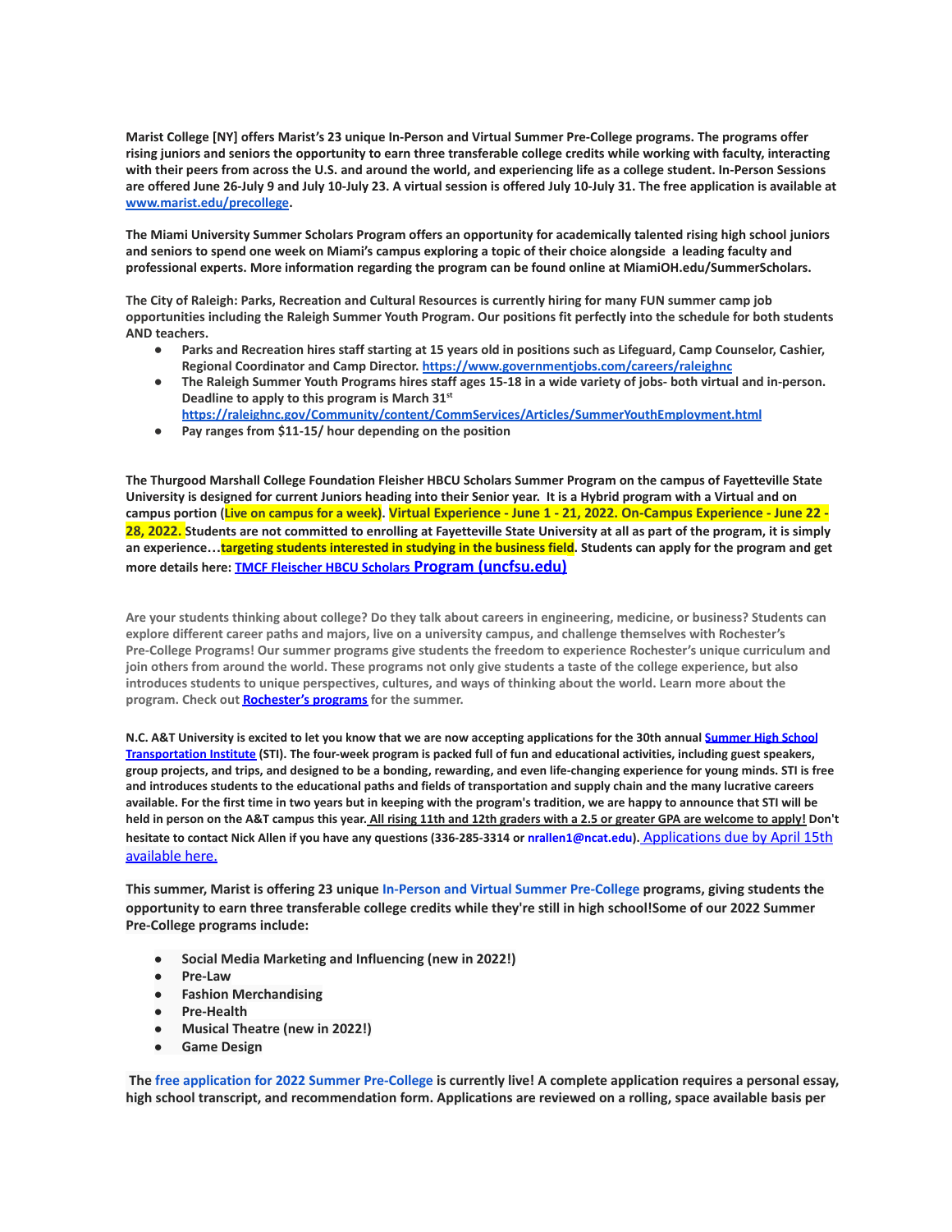**Marist College [NY] offers Marist's 23 unique In-Person and Virtual Summer Pre-College programs. The programs offer rising juniors and seniors the opportunity to earn three transferable college credits while working with faculty, interacting with their peers from across the U.S. and around the world, and experiencing life as a college student. In-Person Sessions are offered June 26-July 9 and July 10-July 23. A virtual session is offered July 10-July 31. The free application is available at [www.marist.edu/precollege](www.marist.edu/precollege).**

**The Miami University Summer Scholars Program offers an opportunity for academically talented rising high school juniors and seniors to spend one week on Miami's campus exploring a topic of their choice alongside a leading faculty and professional experts. More information regarding the program can be found online at MiamiOH.edu/SummerScholars.**

**The City of Raleigh: Parks, Recreation and Cultural Resources is currently hiring for many FUN summer camp job opportunities including the Raleigh Summer Youth Program. Our positions fit perfectly into the schedule for both students AND teachers.**

- **Parks and Recreation hires staff starting at 15 years old in positions such as Lifeguard, Camp Counselor, Cashier, Regional Coordinator and Camp Director. [https://www.governmentjobs.com/careers/raleighnc](https://www.governmentjobs.com/careers/raleighnc)**
- **The Raleigh Summer Youth Programs hires staff ages 15-18 in a wide variety of jobs- both virtual and in-person. Deadline to apply to this program is March 31st [https://raleighnc.gov/Community/content/CommServices/Articles/SummerYouthEmployment.html](https://raleighnc.gov/Community/content/CommServices/Articles/SummerYouthEmployment.html)**
- **Pay ranges from $11-15/ hour depending on the position**

**The Thurgood Marshall College Foundation Fleisher HBCU Scholars Summer Program on the campus of Fayetteville State University is designed for current Juniors heading into their Senior year. It is a Hybrid program with a Virtual and on campus portion (Live on campus for a week). Virtual Experience - June 1 - 21, 2022. On-Campus Experience - June 22 - 28, 2022. Students are not committed to enrolling at Fayetteville State University at all as part of the program, it is simply an experience…targeting students interested in studying in the business field. Students can apply for the program and get more details here: [TMCF Fleischer HBCU Scholars Program (uncfsu.edu)](uncfsu.edu)**

**Are your students thinking about college? Do they talk about careers in engineering, medicine, or business? Students can explore different career paths and majors, live on a university campus, and challenge themselves with Rochester's Pre-College Programs! Our summer programs give students the freedom to experience Rochester's unique curriculum and join others from around the world. These programs not only give students a taste of the college experience, but also introduces students to unique perspectives, cultures, and ways of thinking about the world. Learn more about the program. Check out Rochester's programs for the summer.**

**N.C. A&T University is excited to let you know that we are now accepting applications for the 30th annual Summer High School Transportation Institute (STI). The four-week program is packed full of fun and educational activities, including guest speakers, group projects, and trips, and designed to be a bonding, rewarding, and even life-changing experience for young minds. STI is free and introduces students to the educational paths and fields of transportation and supply chain and the many lucrative careers available. For the first time in two years but in keeping with the program's tradition, we are happy to announce that STI will be held in person on the A&T campus this year. All rising 11th and 12th graders with a 2.5 or greater GPA are welcome to apply! Don't hesitate to contact Nick Allen if you have any questions (336-285-3314 or nrallen1@ncat.edu).** Applications due by April 15th available here.

**This summer, Marist is offering 23 unique In-Person and Virtual Summer Pre-College programs, giving students the opportunity to earn three transferable college credits while they're still in high school!Some of our 2022 Summer Pre-College programs include:**

- **Social Media Marketing and Influencing (new in 2022!)**
- **Pre-Law**
- **Fashion Merchandising**
- **Pre-Health**
- **Musical Theatre (new in 2022!)**
- **Game Design**

**The free application for 2022 Summer Pre-College is currently live! A complete application requires a personal essay, high school transcript, and recommendation form. Applications are reviewed on a rolling, space available basis per**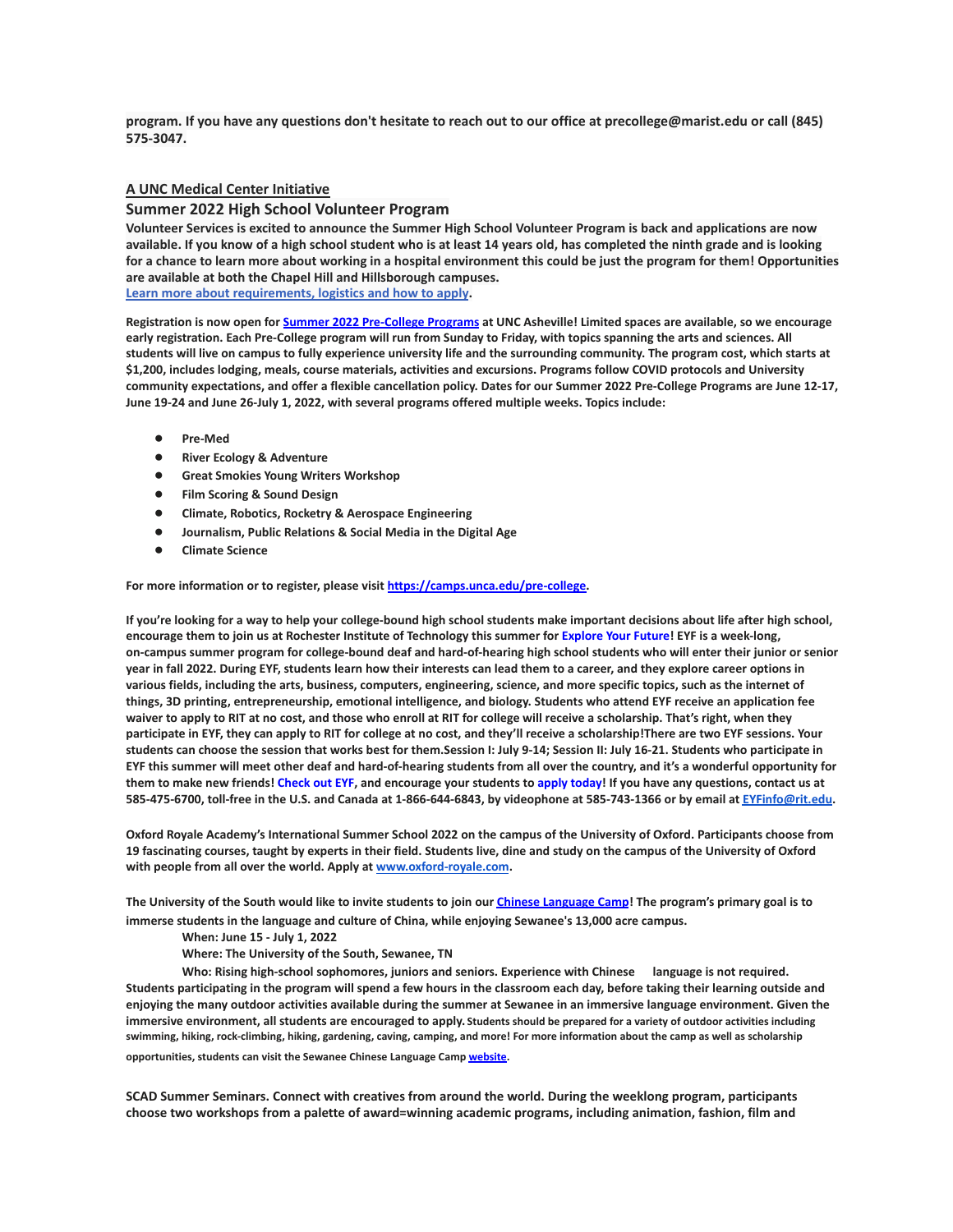**program. If you have any questions don't hesitate to reach out to our office at precollege@marist.edu or call (845) 575-3047.**

**A UNC Medical Center Initiative**

**Summer 2022 High School Volunteer Program**

**Volunteer Services is excited to announce the Summer High School Volunteer Program is back and applications are now available. If you know of a high school student who is at least 14 years old, has completed the ninth grade and is looking for a chance to learn more about working in a hospital environment this could be just the program for them! Opportunities are available at both the Chapel Hill and Hillsborough campuses.**
**Learn more about requirements, logistics and how to apply.**

**Registration is now open for Summer 2022 Pre-College Programs at UNC Asheville! Limited spaces are available, so we encourage early registration. Each Pre-College program will run from Sunday to Friday, with topics spanning the arts and sciences. All students will live on campus to fully experience university life and the surrounding community. The program cost, which starts at $1,200, includes lodging, meals, course materials, activities and excursions. Programs follow COVID protocols and University community expectations, and offer a flexible cancellation policy. Dates for our Summer 2022 Pre-College Programs are June 12-17, June 19-24 and June 26-July 1, 2022, with several programs offered multiple weeks. Topics include:**

- **Pre-Med**
- **River Ecology & Adventure**
- **Great Smokies Young Writers Workshop**
- **Film Scoring & Sound Design**
- **Climate, Robotics, Rocketry & Aerospace Engineering**
- **Journalism, Public Relations & Social Media in the Digital Age**
- **Climate Science**

**For more information or to register, please visit https://camps.unca.edu/pre-college.**

**If you're looking for a way to help your college-bound high school students make important decisions about life after high school, encourage them to join us at Rochester Institute of Technology this summer for Explore Your Future! EYF is a week-long, on-campus summer program for college-bound deaf and hard-of-hearing high school students who will enter their junior or senior year in fall 2022. During EYF, students learn how their interests can lead them to a career, and they explore career options in various fields, including the arts, business, computers, engineering, science, and more specific topics, such as the internet of things, 3D printing, entrepreneurship, emotional intelligence, and biology. Students who attend EYF receive an application fee waiver to apply to RIT at no cost, and those who enroll at RIT for college will receive a scholarship. That's right, when they participate in EYF, they can apply to RIT for college at no cost, and they'll receive a scholarship!There are two EYF sessions. Your students can choose the session that works best for them.Session I: July 9-14; Session II: July 16-21. Students who participate in EYF this summer will meet other deaf and hard-of-hearing students from all over the country, and it's a wonderful opportunity for them to make new friends! Check out EYF, and encourage your students to apply today! If you have any questions, contact us at 585-475-6700, toll-free in the U.S. and Canada at 1-866-644-6843, by videophone at 585-743-1366 or by email at EYFinfo@rit.edu.**

**Oxford Royale Academy's International Summer School 2022 on the campus of the University of Oxford. Participants choose from 19 fascinating courses, taught by experts in their field. Students live, dine and study on the campus of the University of Oxford with people from all over the world. Apply at www.oxford-royale.com.**

**The University of the South would like to invite students to join our Chinese Language Camp! The program's primary goal is to immerse students in the language and culture of China, while enjoying Sewanee's 13,000 acre campus.**

**When: June 15 - July 1, 2022**

**Where: The University of the South, Sewanee, TN**

**Who: Rising high-school sophomores, juniors and seniors. Experience with Chinese language is not required. Students participating in the program will spend a few hours in the classroom each day, before taking their learning outside and enjoying the many outdoor activities available during the summer at Sewanee in an immersive language environment. Given the immersive environment, all students are encouraged to apply. Students should be prepared for a variety of outdoor activities including swimming, hiking, rock-climbing, hiking, gardening, caving, camping, and more! For more information about the camp as well as scholarship opportunities, students can visit the Sewanee Chinese Language Camp website.**

**SCAD Summer Seminars. Connect with creatives from around the world. During the weeklong program, participants choose two workshops from a palette of award=winning academic programs, including animation, fashion, film and**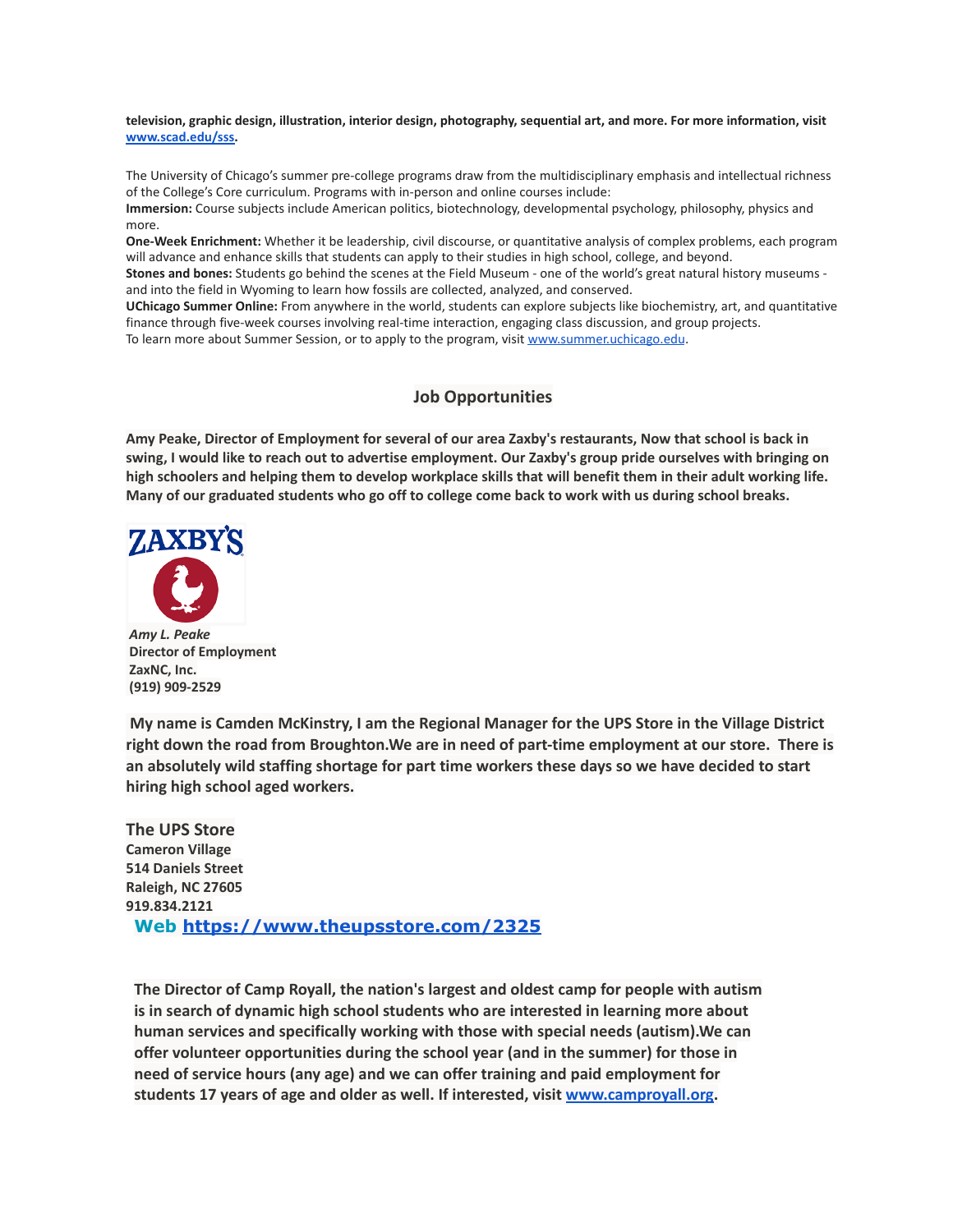**television, graphic design, illustration, interior design, photography, sequential art, and more. For more information, visit [www.scad.edu/sss](http://www.scad.edu/sss).**

The University of Chicago's summer pre-college programs draw from the multidisciplinary emphasis and intellectual richness of the College's Core curriculum. Programs with in-person and online courses include:
**Immersion:** Course subjects include American politics, biotechnology, developmental psychology, philosophy, physics and more.
**One-Week Enrichment:** Whether it be leadership, civil discourse, or quantitative analysis of complex problems, each program will advance and enhance skills that students can apply to their studies in high school, college, and beyond.
**Stones and bones:** Students go behind the scenes at the Field Museum - one of the world's great natural history museums - and into the field in Wyoming to learn how fossils are collected, analyzed, and conserved.
**UChicago Summer Online:** From anywhere in the world, students can explore subjects like biochemistry, art, and quantitative finance through five-week courses involving real-time interaction, engaging class discussion, and group projects.
To learn more about Summer Session, or to apply to the program, visit [www.summer.uchicago.edu](http://www.summer.uchicago.edu).

## Job Opportunities

**Amy Peake, Director of Employment for several of our area Zaxby's restaurants, Now that school is back in swing, I would like to reach out to advertise employment. Our Zaxby's group pride ourselves with bringing on high schoolers and helping them to develop workplace skills that will benefit them in their adult working life. Many of our graduated students who go off to college come back to work with us during school breaks.**

ZAXBY'S

***Amy L. Peake***
**Director of Employment**
**ZaxNC, Inc.**
**(919) 909-2529**

**My name is Camden McKinstry, I am the Regional Manager for the UPS Store in the Village District right down the road from Broughton.We are in need of part-time employment at our store. There is an absolutely wild staffing shortage for part time workers these days so we have decided to start hiring high school aged workers.**

**The UPS Store**
**Cameron Village**
**514 Daniels Street**
**Raleigh, NC 27605**
**919.834.2121**
**Web [https://www.theupsstore.com/2325](https://www.theupsstore.com/2325)**

**The Director of Camp Royall, the nation's largest and oldest camp for people with autism is in search of dynamic high school students who are interested in learning more about human services and specifically working with those with special needs (autism).We can offer volunteer opportunities during the school year (and in the summer) for those in need of service hours (any age) and we can offer training and paid employment for students 17 years of age and older as well. If interested, visit [www.camproyall.org](http://www.camproyall.org).**